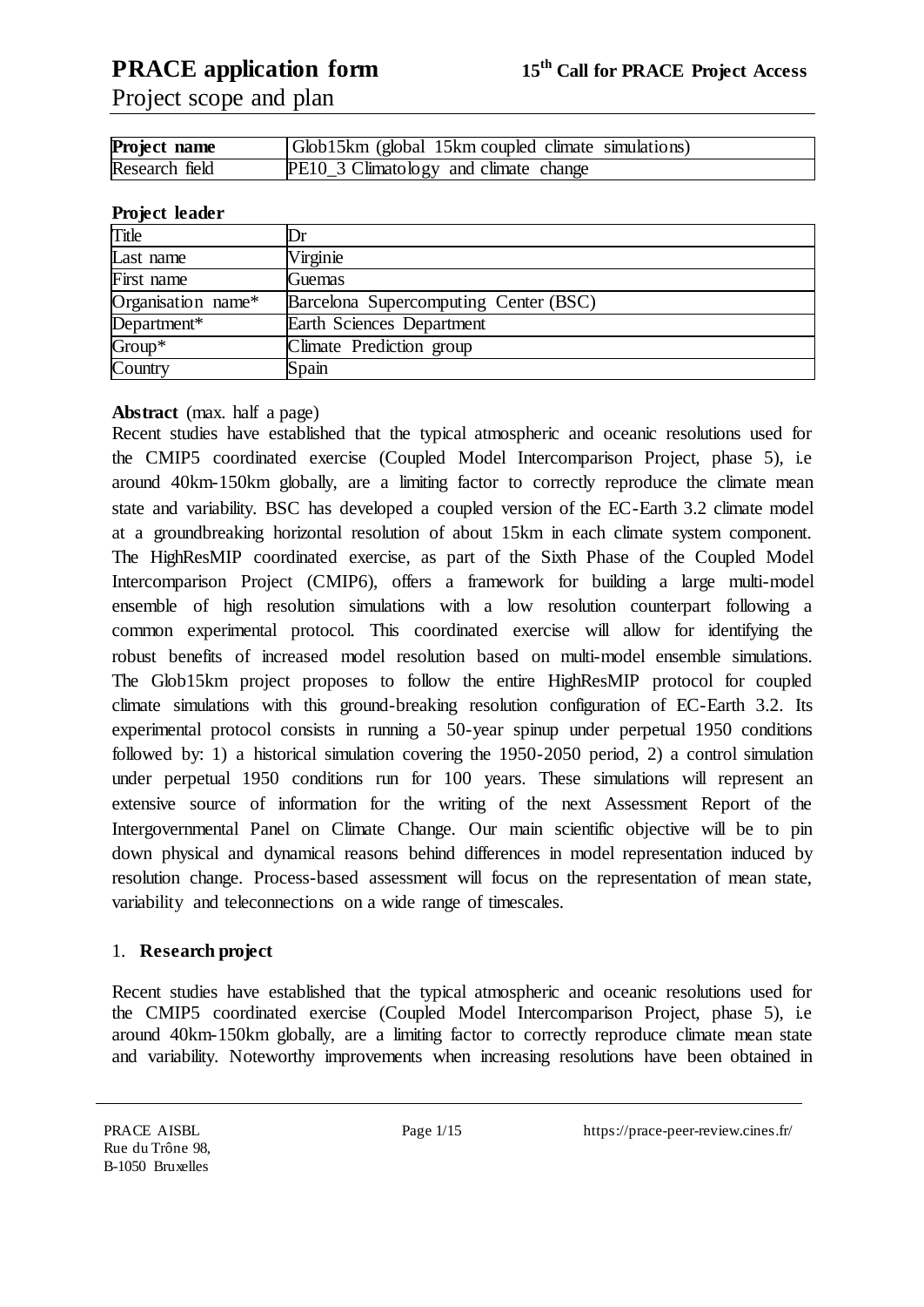# PRACE application form

**15th Call for PRACE Project Access**

Project scope and plan

| **Project name** | Glob15km (global 15km coupled climate simulations) |
|---|---|
| Research field | PE10_3 Climatology and climate change |

**Project leader**

| Title | Dr |
|---|---|
| Last name | Virginie |
| First name | Guemas |
| Organisation name* | Barcelona Supercomputing Center (BSC) |
| Department* | Earth Sciences Department |
| Group* | Climate Prediction group |
| Country | Spain |

**Abstract** (max. half a page)

Recent studies have established that the typical atmospheric and oceanic resolutions used for the CMIP5 coordinated exercise (Coupled Model Intercomparison Project, phase 5), i.e around 40km-150km globally, are a limiting factor to correctly reproduce the climate mean state and variability. BSC has developed a coupled version of the EC-Earth 3.2 climate model at a groundbreaking horizontal resolution of about 15km in each climate system component. The HighResMIP coordinated exercise, as part of the Sixth Phase of the Coupled Model Intercomparison Project (CMIP6), offers a framework for building a large multi-model ensemble of high resolution simulations with a low resolution counterpart following a common experimental protocol. This coordinated exercise will allow for identifying the robust benefits of increased model resolution based on multi-model ensemble simulations. The Glob15km project proposes to follow the entire HighResMIP protocol for coupled climate simulations with this ground-breaking resolution configuration of EC-Earth 3.2. Its experimental protocol consists in running a 50-year spinup under perpetual 1950 conditions followed by: 1) a historical simulation covering the 1950-2050 period, 2) a control simulation under perpetual 1950 conditions run for 100 years. These simulations will represent an extensive source of information for the writing of the next Assessment Report of the Intergovernmental Panel on Climate Change. Our main scientific objective will be to pin down physical and dynamical reasons behind differences in model representation induced by resolution change. Process-based assessment will focus on the representation of mean state, variability and teleconnections on a wide range of timescales.

## 1. Research project

Recent studies have established that the typical atmospheric and oceanic resolutions used for the CMIP5 coordinated exercise (Coupled Model Intercomparison Project, phase 5), i.e around 40km-150km globally, are a limiting factor to correctly reproduce climate mean state and variability. Noteworthy improvements when increasing resolutions have been obtained in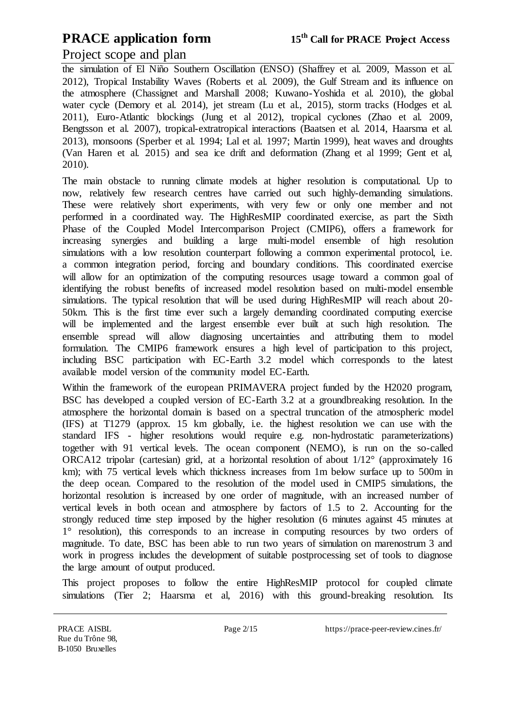the simulation of El Niño Southern Oscillation (ENSO) (Shaffrey et al. 2009, Masson et al. 2012), Tropical Instability Waves (Roberts et al. 2009), the Gulf Stream and its influence on the atmosphere (Chassignet and Marshall 2008; Kuwano-Yoshida et al. 2010), the global water cycle (Demory et al. 2014), jet stream (Lu et al., 2015), storm tracks (Hodges et al. 2011), Euro-Atlantic blockings (Jung et al 2012), tropical cyclones (Zhao et al. 2009, Bengtsson et al. 2007), tropical-extratropical interactions (Baatsen et al. 2014, Haarsma et al. 2013), monsoons (Sperber et al. 1994; Lal et al. 1997; Martin 1999), heat waves and droughts (Van Haren et al. 2015) and sea ice drift and deformation (Zhang et al 1999; Gent et al, 2010).

The main obstacle to running climate models at higher resolution is computational. Up to now, relatively few research centres have carried out such highly-demanding simulations. These were relatively short experiments, with very few or only one member and not performed in a coordinated way. The HighResMIP coordinated exercise, as part the Sixth Phase of the Coupled Model Intercomparison Project (CMIP6), offers a framework for increasing synergies and building a large multi-model ensemble of high resolution simulations with a low resolution counterpart following a common experimental protocol, i.e. a common integration period, forcing and boundary conditions. This coordinated exercise will allow for an optimization of the computing resources usage toward a common goal of identifying the robust benefits of increased model resolution based on multi-model ensemble simulations. The typical resolution that will be used during HighResMIP will reach about 20-50km. This is the first time ever such a largely demanding coordinated computing exercise will be implemented and the largest ensemble ever built at such high resolution. The ensemble spread will allow diagnosing uncertainties and attributing them to model formulation. The CMIP6 framework ensures a high level of participation to this project, including BSC participation with EC-Earth 3.2 model which corresponds to the latest available model version of the community model EC-Earth.

Within the framework of the european PRIMAVERA project funded by the H2020 program, BSC has developed a coupled version of EC-Earth 3.2 at a groundbreaking resolution. In the atmosphere the horizontal domain is based on a spectral truncation of the atmospheric model (IFS) at T1279 (approx. 15 km globally, i.e. the highest resolution we can use with the standard IFS - higher resolutions would require e.g. non-hydrostatic parameterizations) together with 91 vertical levels. The ocean component (NEMO), is run on the so-called ORCA12 tripolar (cartesian) grid, at a horizontal resolution of about 1/12° (approximately 16 km); with 75 vertical levels which thickness increases from 1m below surface up to 500m in the deep ocean. Compared to the resolution of the model used in CMIP5 simulations, the horizontal resolution is increased by one order of magnitude, with an increased number of vertical levels in both ocean and atmosphere by factors of 1.5 to 2. Accounting for the strongly reduced time step imposed by the higher resolution (6 minutes against 45 minutes at 1° resolution), this corresponds to an increase in computing resources by two orders of magnitude. To date, BSC has been able to run two years of simulation on marenostrum 3 and work in progress includes the development of suitable postprocessing set of tools to diagnose the large amount of output produced.

This project proposes to follow the entire HighResMIP protocol for coupled climate simulations (Tier 2; Haarsma et al, 2016) with this ground-breaking resolution. Its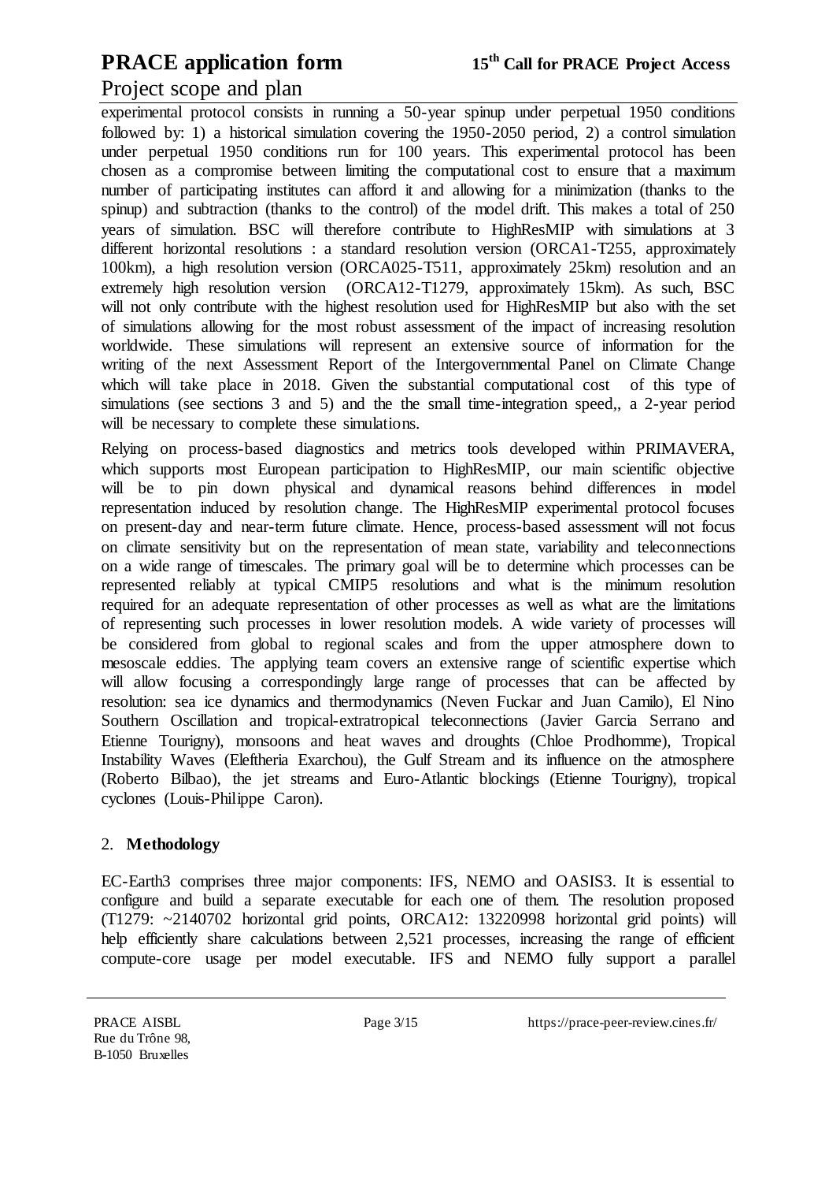experimental protocol consists in running a 50-year spinup under perpetual 1950 conditions followed by: 1) a historical simulation covering the 1950-2050 period, 2) a control simulation under perpetual 1950 conditions run for 100 years. This experimental protocol has been chosen as a compromise between limiting the computational cost to ensure that a maximum number of participating institutes can afford it and allowing for a minimization (thanks to the spinup) and subtraction (thanks to the control) of the model drift. This makes a total of 250 years of simulation. BSC will therefore contribute to HighResMIP with simulations at 3 different horizontal resolutions : a standard resolution version (ORCA1-T255, approximately 100km), a high resolution version (ORCA025-T511, approximately 25km) resolution and an extremely high resolution version (ORCA12-T1279, approximately 15km). As such, BSC will not only contribute with the highest resolution used for HighResMIP but also with the set of simulations allowing for the most robust assessment of the impact of increasing resolution worldwide. These simulations will represent an extensive source of information for the writing of the next Assessment Report of the Intergovernmental Panel on Climate Change which will take place in 2018. Given the substantial computational cost of this type of simulations (see sections 3 and 5) and the the small time-integration speed,, a 2-year period will be necessary to complete these simulations.

Relying on process-based diagnostics and metrics tools developed within PRIMAVERA, which supports most European participation to HighResMIP, our main scientific objective will be to pin down physical and dynamical reasons behind differences in model representation induced by resolution change. The HighResMIP experimental protocol focuses on present-day and near-term future climate. Hence, process-based assessment will not focus on climate sensitivity but on the representation of mean state, variability and teleconnections on a wide range of timescales. The primary goal will be to determine which processes can be represented reliably at typical CMIP5 resolutions and what is the minimum resolution required for an adequate representation of other processes as well as what are the limitations of representing such processes in lower resolution models. A wide variety of processes will be considered from global to regional scales and from the upper atmosphere down to mesoscale eddies. The applying team covers an extensive range of scientific expertise which will allow focusing a correspondingly large range of processes that can be affected by resolution: sea ice dynamics and thermodynamics (Neven Fuckar and Juan Camilo), El Nino Southern Oscillation and tropical-extratropical teleconnections (Javier Garcia Serrano and Etienne Tourigny), monsoons and heat waves and droughts (Chloe Prodhomme), Tropical Instability Waves (Eleftheria Exarchou), the Gulf Stream and its influence on the atmosphere (Roberto Bilbao), the jet streams and Euro-Atlantic blockings (Etienne Tourigny), tropical cyclones (Louis-Philippe Caron).

## 2. Methodology

EC-Earth3 comprises three major components: IFS, NEMO and OASIS3. It is essential to configure and build a separate executable for each one of them. The resolution proposed (T1279: ~2140702 horizontal grid points, ORCA12: 13220998 horizontal grid points) will help efficiently share calculations between 2,521 processes, increasing the range of efficient compute-core usage per model executable. IFS and NEMO fully support a parallel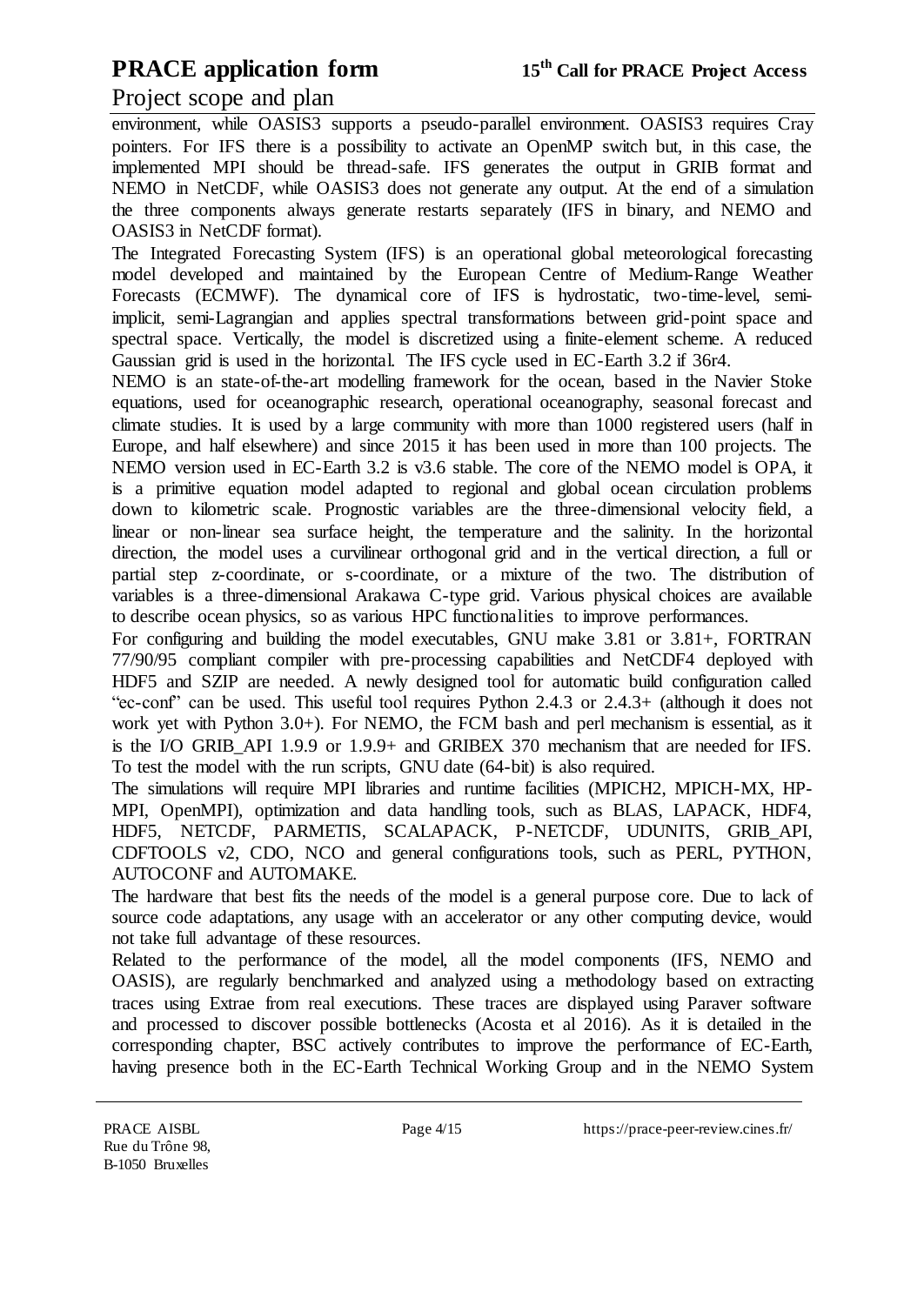environment, while OASIS3 supports a pseudo-parallel environment. OASIS3 requires Cray pointers. For IFS there is a possibility to activate an OpenMP switch but, in this case, the implemented MPI should be thread-safe. IFS generates the output in GRIB format and NEMO in NetCDF, while OASIS3 does not generate any output. At the end of a simulation the three components always generate restarts separately (IFS in binary, and NEMO and OASIS3 in NetCDF format).

The Integrated Forecasting System (IFS) is an operational global meteorological forecasting model developed and maintained by the European Centre of Medium-Range Weather Forecasts (ECMWF). The dynamical core of IFS is hydrostatic, two-time-level, semi-implicit, semi-Lagrangian and applies spectral transformations between grid-point space and spectral space. Vertically, the model is discretized using a finite-element scheme. A reduced Gaussian grid is used in the horizontal. The IFS cycle used in EC-Earth 3.2 if 36r4.

NEMO is an state-of-the-art modelling framework for the ocean, based in the Navier Stoke equations, used for oceanographic research, operational oceanography, seasonal forecast and climate studies. It is used by a large community with more than 1000 registered users (half in Europe, and half elsewhere) and since 2015 it has been used in more than 100 projects. The NEMO version used in EC-Earth 3.2 is v3.6 stable. The core of the NEMO model is OPA, it is a primitive equation model adapted to regional and global ocean circulation problems down to kilometric scale. Prognostic variables are the three-dimensional velocity field, a linear or non-linear sea surface height, the temperature and the salinity. In the horizontal direction, the model uses a curvilinear orthogonal grid and in the vertical direction, a full or partial step z-coordinate, or s-coordinate, or a mixture of the two. The distribution of variables is a three-dimensional Arakawa C-type grid. Various physical choices are available to describe ocean physics, so as various HPC functionalities to improve performances.

For configuring and building the model executables, GNU make 3.81 or 3.81+, FORTRAN 77/90/95 compliant compiler with pre-processing capabilities and NetCDF4 deployed with HDF5 and SZIP are needed. A newly designed tool for automatic build configuration called "ec-conf" can be used. This useful tool requires Python 2.4.3 or 2.4.3+ (although it does not work yet with Python 3.0+). For NEMO, the FCM bash and perl mechanism is essential, as it is the I/O GRIB_API 1.9.9 or 1.9.9+ and GRIBEX 370 mechanism that are needed for IFS. To test the model with the run scripts, GNU date (64-bit) is also required.

The simulations will require MPI libraries and runtime facilities (MPICH2, MPICH-MX, HP-MPI, OpenMPI), optimization and data handling tools, such as BLAS, LAPACK, HDF4, HDF5, NETCDF, PARMETIS, SCALAPACK, P-NETCDF, UDUNITS, GRIB_API, CDFTOOLS v2, CDO, NCO and general configurations tools, such as PERL, PYTHON, AUTOCONF and AUTOMAKE.

The hardware that best fits the needs of the model is a general purpose core. Due to lack of source code adaptations, any usage with an accelerator or any other computing device, would not take full advantage of these resources.

Related to the performance of the model, all the model components (IFS, NEMO and OASIS), are regularly benchmarked and analyzed using a methodology based on extracting traces using Extrae from real executions. These traces are displayed using Paraver software and processed to discover possible bottlenecks (Acosta et al 2016). As it is detailed in the corresponding chapter, BSC actively contributes to improve the performance of EC-Earth, having presence both in the EC-Earth Technical Working Group and in the NEMO System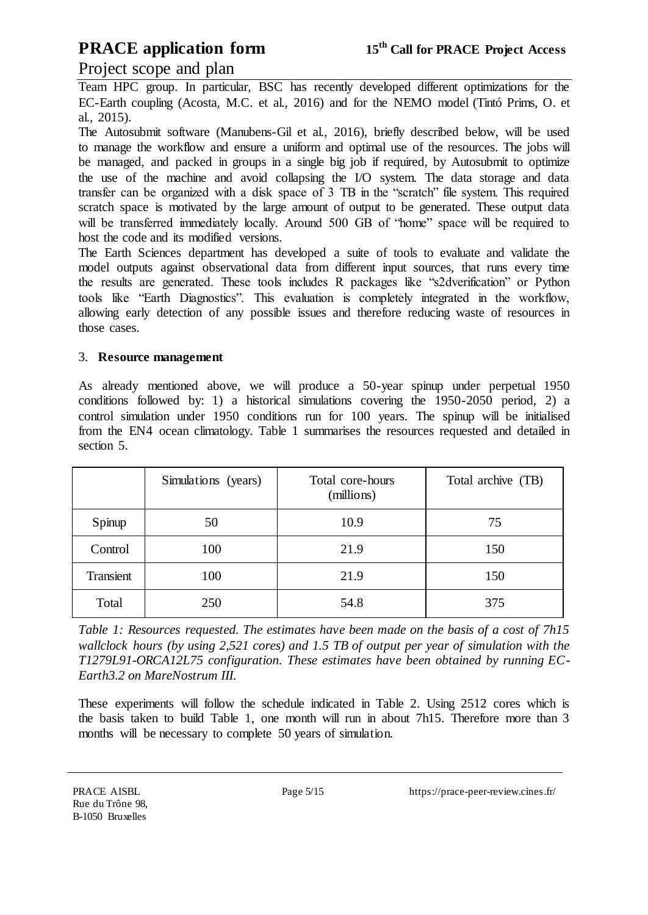Team HPC group. In particular, BSC has recently developed different optimizations for the EC-Earth coupling (Acosta, M.C. et al., 2016) and for the NEMO model (Tintó Prims, O. et al., 2015).

The Autosubmit software (Manubens-Gil et al., 2016), briefly described below, will be used to manage the workflow and ensure a uniform and optimal use of the resources. The jobs will be managed, and packed in groups in a single big job if required, by Autosubmit to optimize the use of the machine and avoid collapsing the I/O system. The data storage and data transfer can be organized with a disk space of 3 TB in the "scratch" file system. This required scratch space is motivated by the large amount of output to be generated. These output data will be transferred immediately locally. Around 500 GB of "home" space will be required to host the code and its modified versions.

The Earth Sciences department has developed a suite of tools to evaluate and validate the model outputs against observational data from different input sources, that runs every time the results are generated. These tools includes R packages like "s2dverification" or Python tools like "Earth Diagnostics". This evaluation is completely integrated in the workflow, allowing early detection of any possible issues and therefore reducing waste of resources in those cases.

3. **Resource management**

As already mentioned above, we will produce a 50-year spinup under perpetual 1950 conditions followed by: 1) a historical simulations covering the 1950-2050 period, 2) a control simulation under 1950 conditions run for 100 years. The spinup will be initialised from the EN4 ocean climatology. Table 1 summarises the resources requested and detailed in section 5.

| | Simulations (years) | Total core-hours (millions) | Total archive (TB) |
|---|---|---|---|
| Spinup | 50 | 10.9 | 75 |
| Control | 100 | 21.9 | 150 |
| Transient | 100 | 21.9 | 150 |
| Total | 250 | 54.8 | 375 |

*Table 1: Resources requested. The estimates have been made on the basis of a cost of 7h15 wallclock hours (by using 2,521 cores) and 1.5 TB of output per year of simulation with the T1279L91-ORCA12L75 configuration. These estimates have been obtained by running EC-Earth3.2 on MareNostrum III.*

These experiments will follow the schedule indicated in Table 2. Using 2512 cores which is the basis taken to build Table 1, one month will run in about 7h15. Therefore more than 3 months will be necessary to complete 50 years of simulation.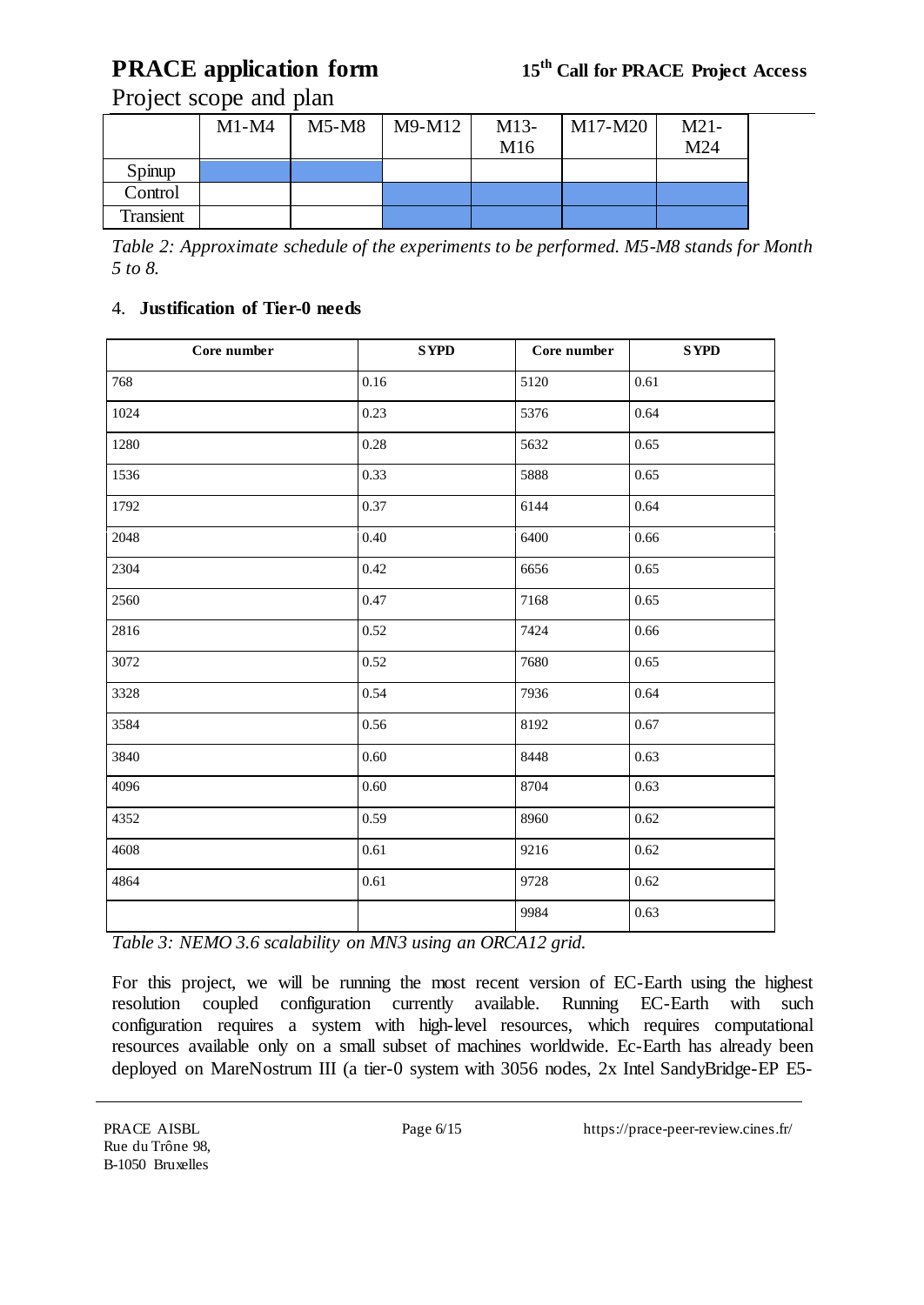Project scope and plan

| | M1-M4 | M5-M8 | M9-M12 | M13-M16 | M17-M20 | M21-M24 |
|---|---|---|---|---|---|---|
| Spinup | ■ | ■ | | | | |
| Control | | | ■ | ■ | ■ | ■ |
| Transient | | | ■ | ■ | ■ | ■ |

*Table 2: Approximate schedule of the experiments to be performed. M5-M8 stands for Month 5 to 8.*

4. **Justification of Tier-0 needs**

| Core number | SYPD | Core number | SYPD |
|---|---|---|---|
| 768 | 0.16 | 5120 | 0.61 |
| 1024 | 0.23 | 5376 | 0.64 |
| 1280 | 0.28 | 5632 | 0.65 |
| 1536 | 0.33 | 5888 | 0.65 |
| 1792 | 0.37 | 6144 | 0.64 |
| 2048 | 0.40 | 6400 | 0.66 |
| 2304 | 0.42 | 6656 | 0.65 |
| 2560 | 0.47 | 7168 | 0.65 |
| 2816 | 0.52 | 7424 | 0.66 |
| 3072 | 0.52 | 7680 | 0.65 |
| 3328 | 0.54 | 7936 | 0.64 |
| 3584 | 0.56 | 8192 | 0.67 |
| 3840 | 0.60 | 8448 | 0.63 |
| 4096 | 0.60 | 8704 | 0.63 |
| 4352 | 0.59 | 8960 | 0.62 |
| 4608 | 0.61 | 9216 | 0.62 |
| 4864 | 0.61 | 9728 | 0.62 |
| | | 9984 | 0.63 |

*Table 3: NEMO 3.6 scalability on MN3 using an ORCA12 grid.*

For this project, we will be running the most recent version of EC-Earth using the highest resolution coupled configuration currently available. Running EC-Earth with such configuration requires a system with high-level resources, which requires computational resources available only on a small subset of machines worldwide. Ec-Earth has already been deployed on MareNostrum III (a tier-0 system with 3056 nodes, 2x Intel SandyBridge-EP E5-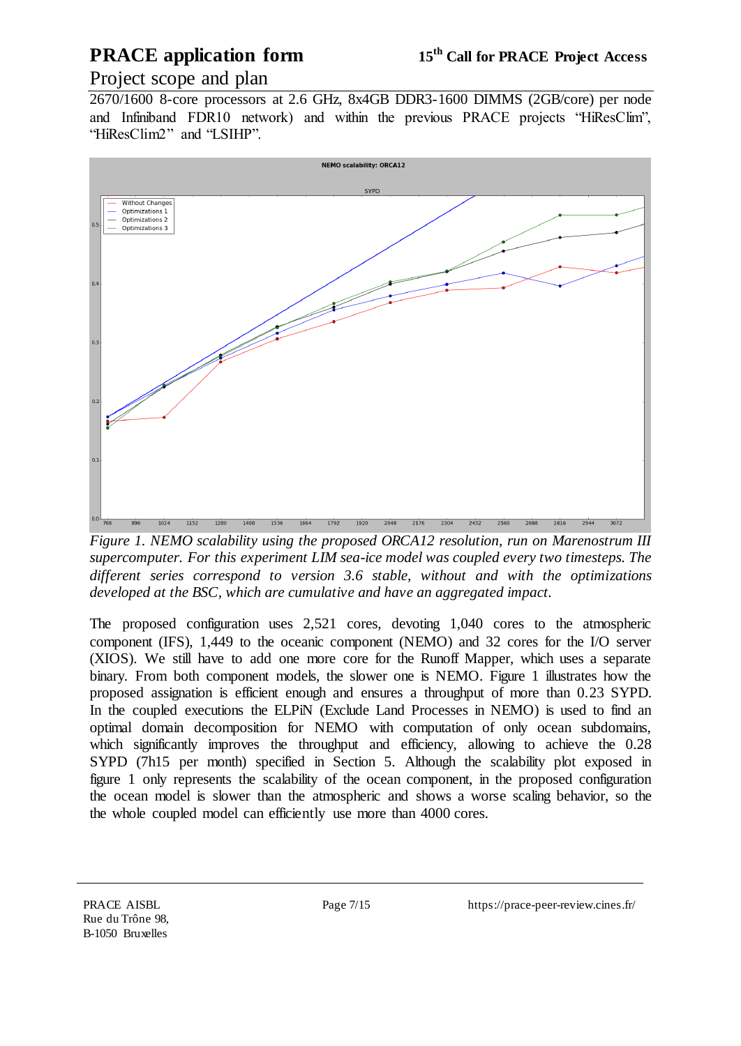2670/1600 8-core processors at 2.6 GHz, 8x4GB DDR3-1600 DIMMS (2GB/core) per node and Infiniband FDR10 network) and within the previous PRACE projects "HiResClim", "HiResClim2" and "LSIHP".

*Figure 1. NEMO scalability using the proposed ORCA12 resolution, run on Marenostrum III supercomputer. For this experiment LIM sea-ice model was coupled every two timesteps. The different series correspond to version 3.6 stable, without and with the optimizations developed at the BSC, which are cumulative and have an aggregated impact.*

The proposed configuration uses 2,521 cores, devoting 1,040 cores to the atmospheric component (IFS), 1,449 to the oceanic component (NEMO) and 32 cores for the I/O server (XIOS). We still have to add one more core for the Runoff Mapper, which uses a separate binary. From both component models, the slower one is NEMO. Figure 1 illustrates how the proposed assignation is efficient enough and ensures a throughput of more than 0.23 SYPD. In the coupled executions the ELPiN (Exclude Land Processes in NEMO) is used to find an optimal domain decomposition for NEMO with computation of only ocean subdomains, which significantly improves the throughput and efficiency, allowing to achieve the 0.28 SYPD (7h15 per month) specified in Section 5. Although the scalability plot exposed in figure 1 only represents the scalability of the ocean component, in the proposed configuration the ocean model is slower than the atmospheric and shows a worse scaling behavior, so the the whole coupled model can efficiently use more than 4000 cores.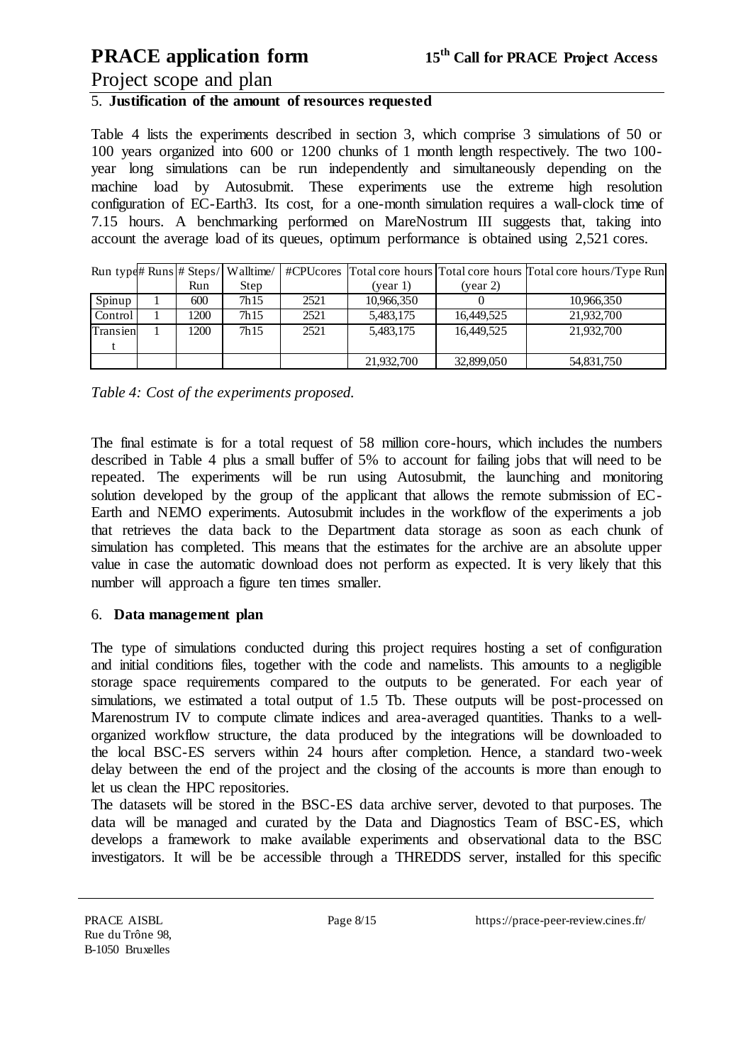## 5. **Justification of the amount of resources requested**

Table 4 lists the experiments described in section 3, which comprise 3 simulations of 50 or 100 years organized into 600 or 1200 chunks of 1 month length respectively. The two 100-year long simulations can be run independently and simultaneously depending on the machine load by Autosubmit. These experiments use the extreme high resolution configuration of EC-Earth3. Its cost, for a one-month simulation requires a wall-clock time of 7.15 hours. A benchmarking performed on MareNostrum III suggests that, taking into account the average load of its queues, optimum performance is obtained using 2,521 cores.

| Run type | # Runs | # Steps/ Run | Walltime/ Step | #CPUcores | Total core hours (year 1) | Total core hours (year 2) | Total core hours/Type Run |
|---|---|---|---|---|---|---|---|
| Spinup | 1 | 600 | 7h15 | 2521 | 10,966,350 | 0 | 10,966,350 |
| Control | 1 | 1200 | 7h15 | 2521 | 5,483,175 | 16,449,525 | 21,932,700 |
| Transient | 1 | 1200 | 7h15 | 2521 | 5,483,175 | 16,449,525 | 21,932,700 |
| | | | | | 21,932,700 | 32,899,050 | 54,831,750 |

*Table 4: Cost of the experiments proposed.*

The final estimate is for a total request of 58 million core-hours, which includes the numbers described in Table 4 plus a small buffer of 5% to account for failing jobs that will need to be repeated. The experiments will be run using Autosubmit, the launching and monitoring solution developed by the group of the applicant that allows the remote submission of EC-Earth and NEMO experiments. Autosubmit includes in the workflow of the experiments a job that retrieves the data back to the Department data storage as soon as each chunk of simulation has completed. This means that the estimates for the archive are an absolute upper value in case the automatic download does not perform as expected. It is very likely that this number will approach a figure ten times smaller.

## 6. **Data management plan**

The type of simulations conducted during this project requires hosting a set of configuration and initial conditions files, together with the code and namelists. This amounts to a negligible storage space requirements compared to the outputs to be generated. For each year of simulations, we estimated a total output of 1.5 Tb. These outputs will be post-processed on Marenostrum IV to compute climate indices and area-averaged quantities. Thanks to a well-organized workflow structure, the data produced by the integrations will be downloaded to the local BSC-ES servers within 24 hours after completion. Hence, a standard two-week delay between the end of the project and the closing of the accounts is more than enough to let us clean the HPC repositories.

The datasets will be stored in the BSC-ES data archive server, devoted to that purposes. The data will be managed and curated by the Data and Diagnostics Team of BSC-ES, which develops a framework to make available experiments and observational data to the BSC investigators. It will be be accessible through a THREDDS server, installed for this specific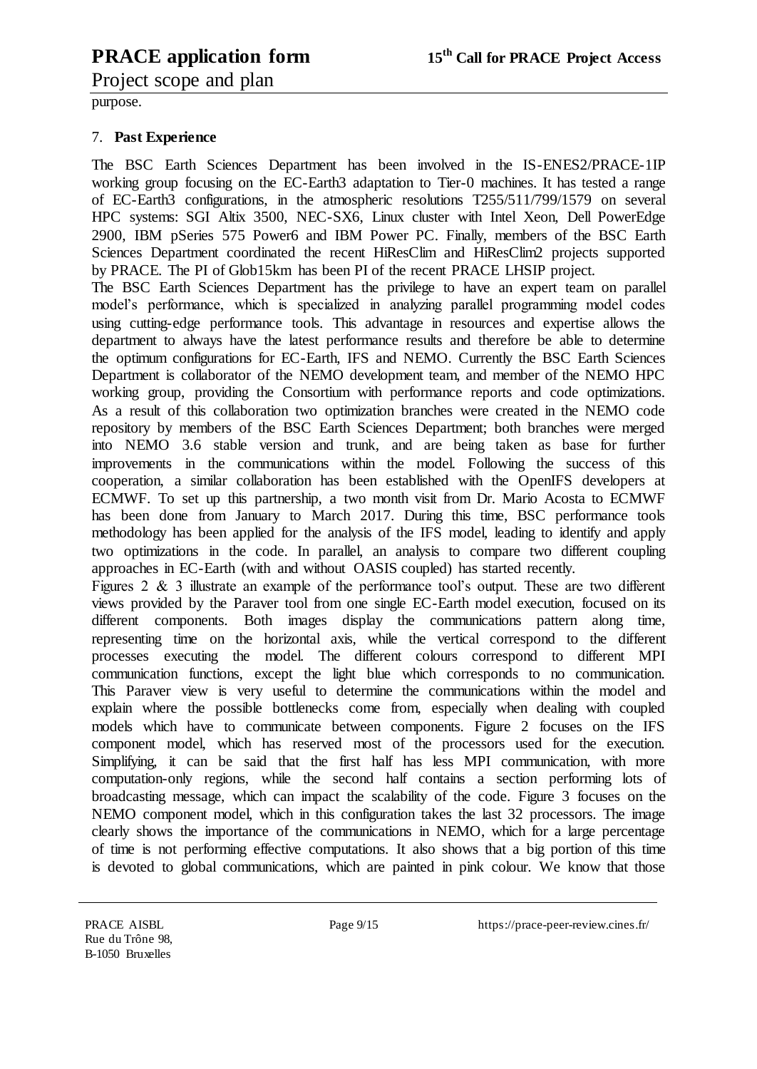purpose.

7. **Past Experience**

The BSC Earth Sciences Department has been involved in the IS-ENES2/PRACE-1IP working group focusing on the EC-Earth3 adaptation to Tier-0 machines. It has tested a range of EC-Earth3 configurations, in the atmospheric resolutions T255/511/799/1579 on several HPC systems: SGI Altix 3500, NEC-SX6, Linux cluster with Intel Xeon, Dell PowerEdge 2900, IBM pSeries 575 Power6 and IBM Power PC. Finally, members of the BSC Earth Sciences Department coordinated the recent HiResClim and HiResClim2 projects supported by PRACE. The PI of Glob15km has been PI of the recent PRACE LHSIP project.

The BSC Earth Sciences Department has the privilege to have an expert team on parallel model's performance, which is specialized in analyzing parallel programming model codes using cutting-edge performance tools. This advantage in resources and expertise allows the department to always have the latest performance results and therefore be able to determine the optimum configurations for EC-Earth, IFS and NEMO. Currently the BSC Earth Sciences Department is collaborator of the NEMO development team, and member of the NEMO HPC working group, providing the Consortium with performance reports and code optimizations. As a result of this collaboration two optimization branches were created in the NEMO code repository by members of the BSC Earth Sciences Department; both branches were merged into NEMO 3.6 stable version and trunk, and are being taken as base for further improvements in the communications within the model. Following the success of this cooperation, a similar collaboration has been established with the OpenIFS developers at ECMWF. To set up this partnership, a two month visit from Dr. Mario Acosta to ECMWF has been done from January to March 2017. During this time, BSC performance tools methodology has been applied for the analysis of the IFS model, leading to identify and apply two optimizations in the code. In parallel, an analysis to compare two different coupling approaches in EC-Earth (with and without OASIS coupled) has started recently.

Figures 2 & 3 illustrate an example of the performance tool's output. These are two different views provided by the Paraver tool from one single EC-Earth model execution, focused on its different components. Both images display the communications pattern along time, representing time on the horizontal axis, while the vertical correspond to the different processes executing the model. The different colours correspond to different MPI communication functions, except the light blue which corresponds to no communication. This Paraver view is very useful to determine the communications within the model and explain where the possible bottlenecks come from, especially when dealing with coupled models which have to communicate between components. Figure 2 focuses on the IFS component model, which has reserved most of the processors used for the execution. Simplifying, it can be said that the first half has less MPI communication, with more computation-only regions, while the second half contains a section performing lots of broadcasting message, which can impact the scalability of the code. Figure 3 focuses on the NEMO component model, which in this configuration takes the last 32 processors. The image clearly shows the importance of the communications in NEMO, which for a large percentage of time is not performing effective computations. It also shows that a big portion of this time is devoted to global communications, which are painted in pink colour. We know that those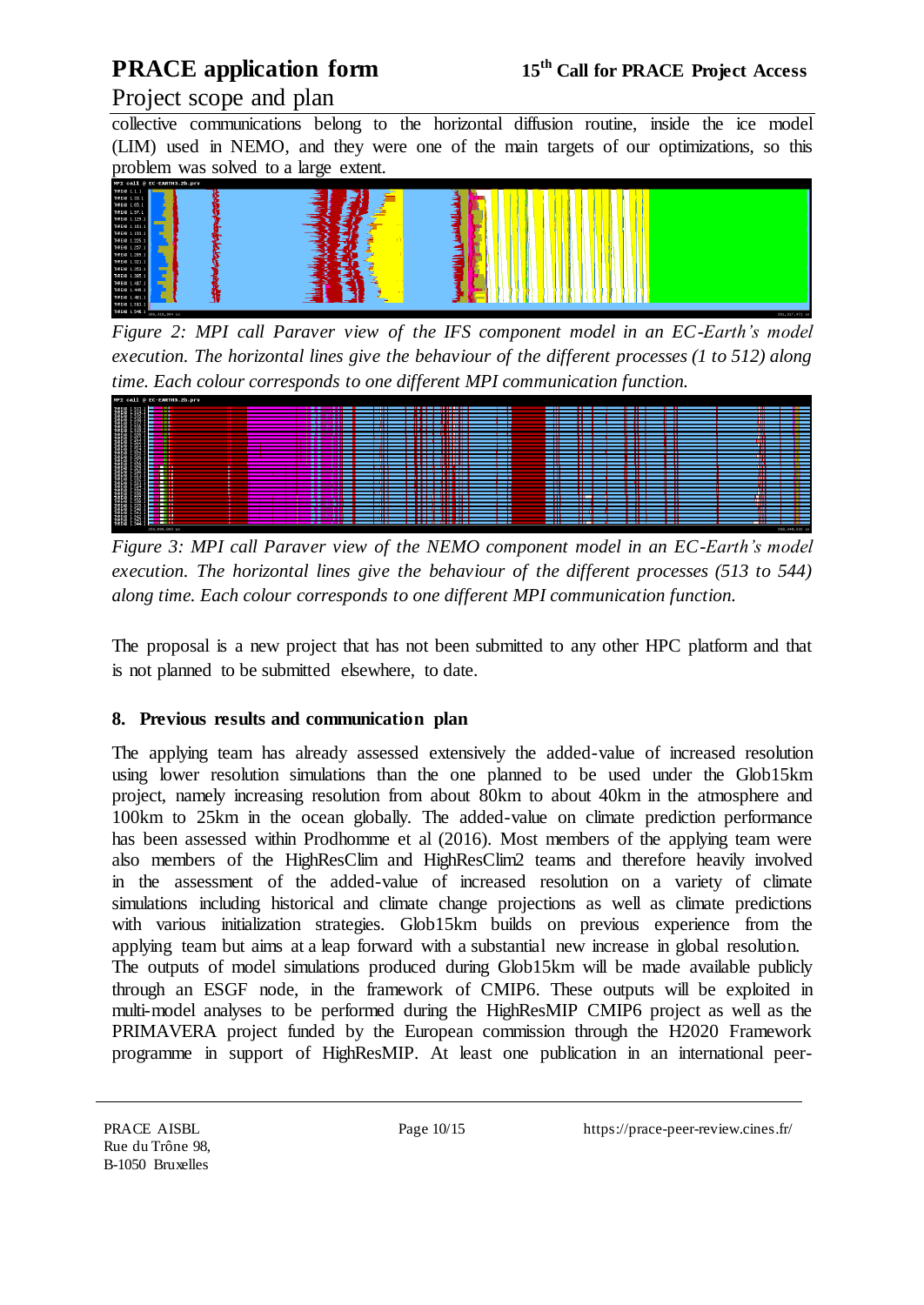collective communications belong to the horizontal diffusion routine, inside the ice model (LIM) used in NEMO, and they were one of the main targets of our optimizations, so this problem was solved to a large extent.

*Figure 2: MPI call Paraver view of the IFS component model in an EC-Earth's model execution. The horizontal lines give the behaviour of the different processes (1 to 512) along time. Each colour corresponds to one different MPI communication function.*

*Figure 3: MPI call Paraver view of the NEMO component model in an EC-Earth's model execution. The horizontal lines give the behaviour of the different processes (513 to 544) along time. Each colour corresponds to one different MPI communication function.*

The proposal is a new project that has not been submitted to any other HPC platform and that is not planned to be submitted elsewhere, to date.

## 8. Previous results and communication plan

The applying team has already assessed extensively the added-value of increased resolution using lower resolution simulations than the one planned to be used under the Glob15km project, namely increasing resolution from about 80km to about 40km in the atmosphere and 100km to 25km in the ocean globally. The added-value on climate prediction performance has been assessed within Prodhomme et al (2016). Most members of the applying team were also members of the HighResClim and HighResClim2 teams and therefore heavily involved in the assessment of the added-value of increased resolution on a variety of climate simulations including historical and climate change projections as well as climate predictions with various initialization strategies. Glob15km builds on previous experience from the applying team but aims at a leap forward with a substantial new increase in global resolution.
The outputs of model simulations produced during Glob15km will be made available publicly through an ESGF node, in the framework of CMIP6. These outputs will be exploited in multi-model analyses to be performed during the HighResMIP CMIP6 project as well as the PRIMAVERA project funded by the European commission through the H2020 Framework programme in support of HighResMIP. At least one publication in an international peer-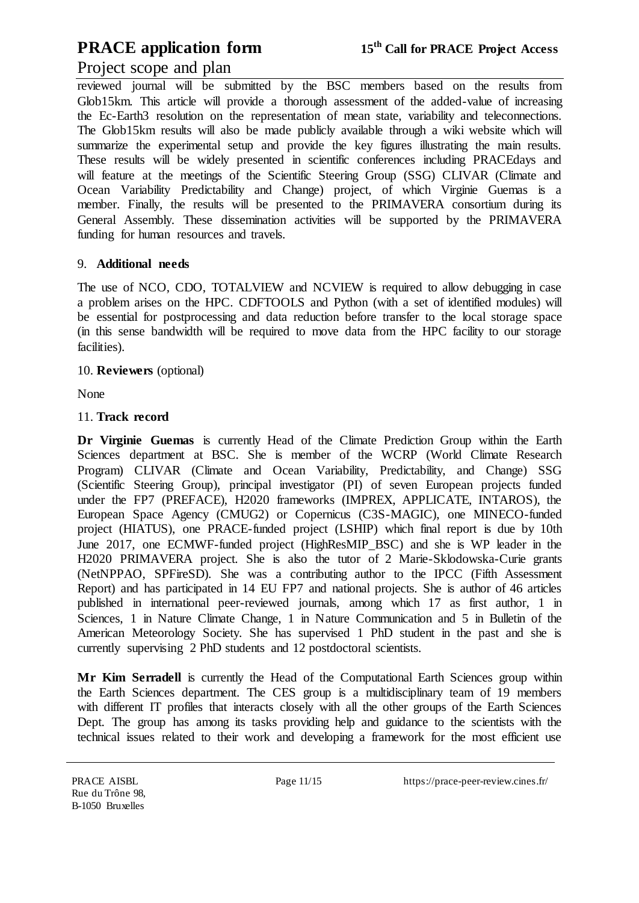reviewed journal will be submitted by the BSC members based on the results from Glob15km. This article will provide a thorough assessment of the added-value of increasing the Ec-Earth3 resolution on the representation of mean state, variability and teleconnections. The Glob15km results will also be made publicly available through a wiki website which will summarize the experimental setup and provide the key figures illustrating the main results. These results will be widely presented in scientific conferences including PRACEdays and will feature at the meetings of the Scientific Steering Group (SSG) CLIVAR (Climate and Ocean Variability Predictability and Change) project, of which Virginie Guemas is a member. Finally, the results will be presented to the PRIMAVERA consortium during its General Assembly. These dissemination activities will be supported by the PRIMAVERA funding for human resources and travels.

9. **Additional needs**

The use of NCO, CDO, TOTALVIEW and NCVIEW is required to allow debugging in case a problem arises on the HPC. CDFTOOLS and Python (with a set of identified modules) will be essential for postprocessing and data reduction before transfer to the local storage space (in this sense bandwidth will be required to move data from the HPC facility to our storage facilities).

10. **Reviewers** (optional)

None

11. **Track record**

**Dr Virginie Guemas** is currently Head of the Climate Prediction Group within the Earth Sciences department at BSC. She is member of the WCRP (World Climate Research Program) CLIVAR (Climate and Ocean Variability, Predictability, and Change) SSG (Scientific Steering Group), principal investigator (PI) of seven European projects funded under the FP7 (PREFACE), H2020 frameworks (IMPREX, APPLICATE, INTAROS), the European Space Agency (CMUG2) or Copernicus (C3S-MAGIC), one MINECO-funded project (HIATUS), one PRACE-funded project (LSHIP) which final report is due by 10th June 2017, one ECMWF-funded project (HighResMIP_BSC) and she is WP leader in the H2020 PRIMAVERA project. She is also the tutor of 2 Marie-Sklodowska-Curie grants (NetNPPAO, SPFireSD). She was a contributing author to the IPCC (Fifth Assessment Report) and has participated in 14 EU FP7 and national projects. She is author of 46 articles published in international peer-reviewed journals, among which 17 as first author, 1 in Sciences, 1 in Nature Climate Change, 1 in Nature Communication and 5 in Bulletin of the American Meteorology Society. She has supervised 1 PhD student in the past and she is currently supervising 2 PhD students and 12 postdoctoral scientists.

**Mr Kim Serradell** is currently the Head of the Computational Earth Sciences group within the Earth Sciences department. The CES group is a multidisciplinary team of 19 members with different IT profiles that interacts closely with all the other groups of the Earth Sciences Dept. The group has among its tasks providing help and guidance to the scientists with the technical issues related to their work and developing a framework for the most efficient use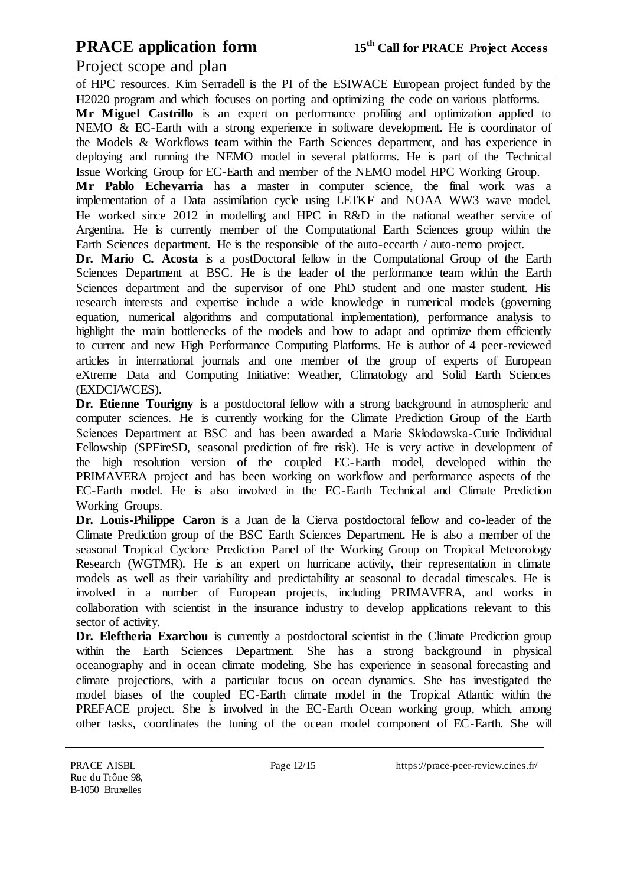of HPC resources. Kim Serradell is the PI of the ESIWACE European project funded by the H2020 program and which focuses on porting and optimizing the code on various platforms.

**Mr Miguel Castrillo** is an expert on performance profiling and optimization applied to NEMO & EC-Earth with a strong experience in software development. He is coordinator of the Models & Workflows team within the Earth Sciences department, and has experience in deploying and running the NEMO model in several platforms. He is part of the Technical Issue Working Group for EC-Earth and member of the NEMO model HPC Working Group.

**Mr Pablo Echevarria** has a master in computer science, the final work was a implementation of a Data assimilation cycle using LETKF and NOAA WW3 wave model. He worked since 2012 in modelling and HPC in R&D in the national weather service of Argentina. He is currently member of the Computational Earth Sciences group within the Earth Sciences department. He is the responsible of the auto-ecearth / auto-nemo project.

**Dr. Mario C. Acosta** is a postDoctoral fellow in the Computational Group of the Earth Sciences Department at BSC. He is the leader of the performance team within the Earth Sciences department and the supervisor of one PhD student and one master student. His research interests and expertise include a wide knowledge in numerical models (governing equation, numerical algorithms and computational implementation), performance analysis to highlight the main bottlenecks of the models and how to adapt and optimize them efficiently to current and new High Performance Computing Platforms. He is author of 4 peer-reviewed articles in international journals and one member of the group of experts of European eXtreme Data and Computing Initiative: Weather, Climatology and Solid Earth Sciences (EXDCI/WCES).

**Dr. Etienne Tourigny** is a postdoctoral fellow with a strong background in atmospheric and computer sciences. He is currently working for the Climate Prediction Group of the Earth Sciences Department at BSC and has been awarded a Marie Skłodowska-Curie Individual Fellowship (SPFireSD, seasonal prediction of fire risk). He is very active in development of the high resolution version of the coupled EC-Earth model, developed within the PRIMAVERA project and has been working on workflow and performance aspects of the EC-Earth model. He is also involved in the EC-Earth Technical and Climate Prediction Working Groups.

**Dr. Louis-Philippe Caron** is a Juan de la Cierva postdoctoral fellow and co-leader of the Climate Prediction group of the BSC Earth Sciences Department. He is also a member of the seasonal Tropical Cyclone Prediction Panel of the Working Group on Tropical Meteorology Research (WGTMR). He is an expert on hurricane activity, their representation in climate models as well as their variability and predictability at seasonal to decadal timescales. He is involved in a number of European projects, including PRIMAVERA, and works in collaboration with scientist in the insurance industry to develop applications relevant to this sector of activity.

**Dr. Eleftheria Exarchou** is currently a postdoctoral scientist in the Climate Prediction group within the Earth Sciences Department. She has a strong background in physical oceanography and in ocean climate modeling. She has experience in seasonal forecasting and climate projections, with a particular focus on ocean dynamics. She has investigated the model biases of the coupled EC-Earth climate model in the Tropical Atlantic within the PREFACE project. She is involved in the EC-Earth Ocean working group, which, among other tasks, coordinates the tuning of the ocean model component of EC-Earth. She will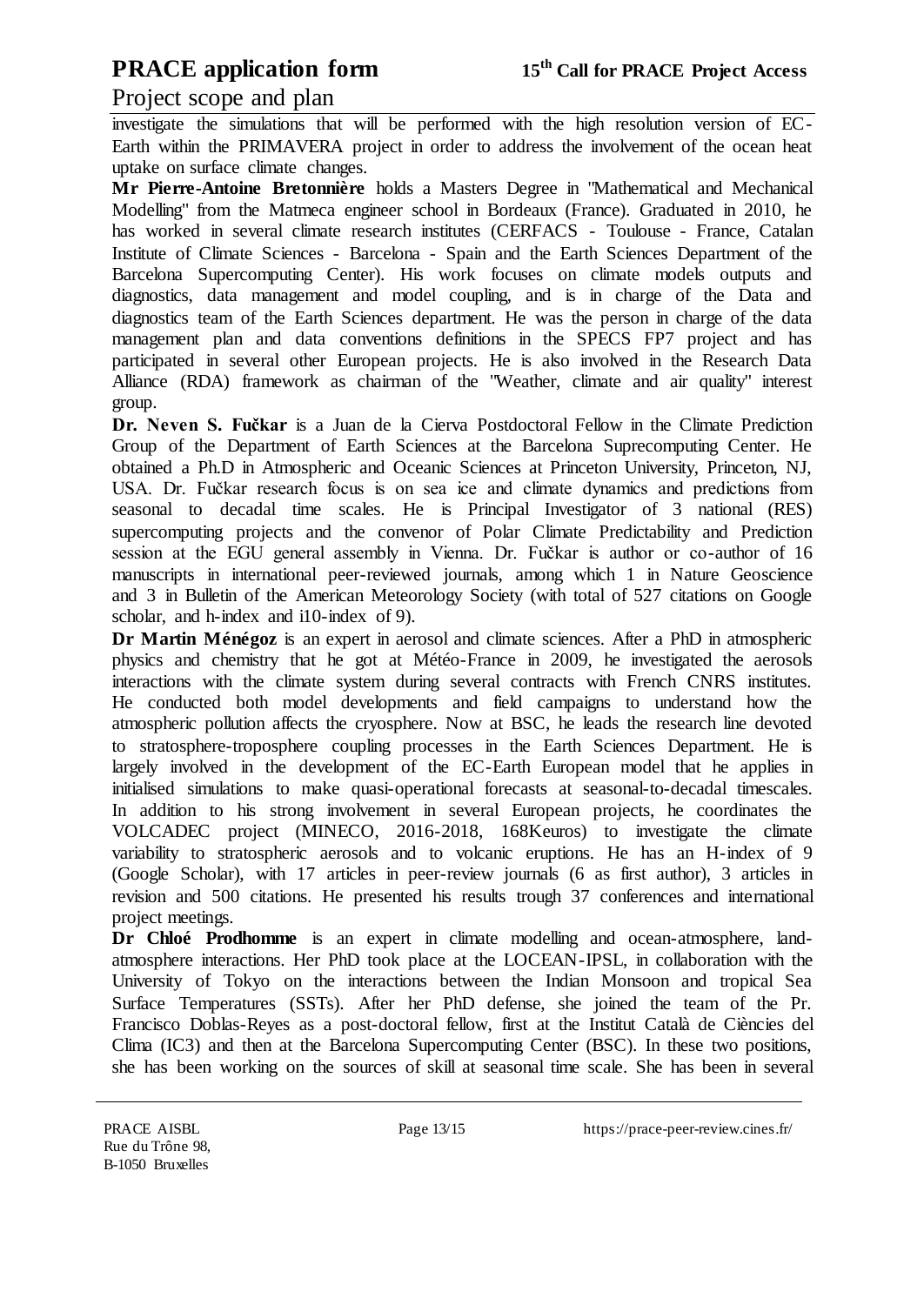investigate the simulations that will be performed with the high resolution version of EC-Earth within the PRIMAVERA project in order to address the involvement of the ocean heat uptake on surface climate changes.

**Mr Pierre-Antoine Bretonnière** holds a Masters Degree in "Mathematical and Mechanical Modelling" from the Matmeca engineer school in Bordeaux (France). Graduated in 2010, he has worked in several climate research institutes (CERFACS - Toulouse - France, Catalan Institute of Climate Sciences - Barcelona - Spain and the Earth Sciences Department of the Barcelona Supercomputing Center). His work focuses on climate models outputs and diagnostics, data management and model coupling, and is in charge of the Data and diagnostics team of the Earth Sciences department. He was the person in charge of the data management plan and data conventions definitions in the SPECS FP7 project and has participated in several other European projects. He is also involved in the Research Data Alliance (RDA) framework as chairman of the "Weather, climate and air quality" interest group.

**Dr. Neven S. Fučkar** is a Juan de la Cierva Postdoctoral Fellow in the Climate Prediction Group of the Department of Earth Sciences at the Barcelona Suprecomputing Center. He obtained a Ph.D in Atmospheric and Oceanic Sciences at Princeton University, Princeton, NJ, USA. Dr. Fučkar research focus is on sea ice and climate dynamics and predictions from seasonal to decadal time scales. He is Principal Investigator of 3 national (RES) supercomputing projects and the convenor of Polar Climate Predictability and Prediction session at the EGU general assembly in Vienna. Dr. Fučkar is author or co-author of 16 manuscripts in international peer-reviewed journals, among which 1 in Nature Geoscience and 3 in Bulletin of the American Meteorology Society (with total of 527 citations on Google scholar, and h-index and i10-index of 9).

**Dr Martin Ménégoz** is an expert in aerosol and climate sciences. After a PhD in atmospheric physics and chemistry that he got at Météo-France in 2009, he investigated the aerosols interactions with the climate system during several contracts with French CNRS institutes. He conducted both model developments and field campaigns to understand how the atmospheric pollution affects the cryosphere. Now at BSC, he leads the research line devoted to stratosphere-troposphere coupling processes in the Earth Sciences Department. He is largely involved in the development of the EC-Earth European model that he applies in initialised simulations to make quasi-operational forecasts at seasonal-to-decadal timescales. In addition to his strong involvement in several European projects, he coordinates the VOLCADEC project (MINECO, 2016-2018, 168Keuros) to investigate the climate variability to stratospheric aerosols and to volcanic eruptions. He has an H-index of 9 (Google Scholar), with 17 articles in peer-review journals (6 as first author), 3 articles in revision and 500 citations. He presented his results trough 37 conferences and international project meetings.

**Dr Chloé Prodhomme** is an expert in climate modelling and ocean-atmosphere, land-atmosphere interactions. Her PhD took place at the LOCEAN-IPSL, in collaboration with the University of Tokyo on the interactions between the Indian Monsoon and tropical Sea Surface Temperatures (SSTs). After her PhD defense, she joined the team of the Pr. Francisco Doblas-Reyes as a post-doctoral fellow, first at the Institut Català de Ciències del Clima (IC3) and then at the Barcelona Supercomputing Center (BSC). In these two positions, she has been working on the sources of skill at seasonal time scale. She has been in several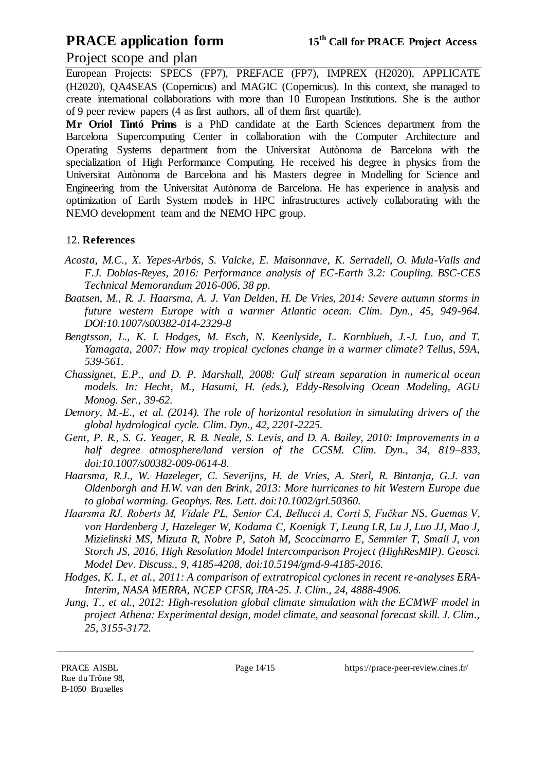European Projects: SPECS (FP7), PREFACE (FP7), IMPREX (H2020), APPLICATE (H2020), QA4SEAS (Copernicus) and MAGIC (Copernicus). In this context, she managed to create international collaborations with more than 10 European Institutions. She is the author of 9 peer review papers (4 as first authors, all of them first quartile).

**Mr Oriol Tintó Prims** is a PhD candidate at the Earth Sciences department from the Barcelona Supercomputing Center in collaboration with the Computer Architecture and Operating Systems department from the Universitat Autònoma de Barcelona with the specialization of High Performance Computing. He received his degree in physics from the Universitat Autònoma de Barcelona and his Masters degree in Modelling for Science and Engineering from the Universitat Autònoma de Barcelona. He has experience in analysis and optimization of Earth System models in HPC infrastructures actively collaborating with the NEMO development team and the NEMO HPC group.

## 12. References

*Acosta, M.C., X. Yepes-Arbós, S. Valcke, E. Maisonnave, K. Serradell, O. Mula-Valls and F.J. Doblas-Reyes, 2016: Performance analysis of EC-Earth 3.2: Coupling. BSC-CES Technical Memorandum 2016-006, 38 pp.*

*Baatsen, M., R. J. Haarsma, A. J. Van Delden, H. De Vries, 2014: Severe autumn storms in future western Europe with a warmer Atlantic ocean. Clim. Dyn., 45, 949-964. DOI:10.1007/s00382-014-2329-8*

*Bengtsson, L., K. I. Hodges, M. Esch, N. Keenlyside, L. Kornblueh, J.-J. Luo, and T. Yamagata, 2007: How may tropical cyclones change in a warmer climate? Tellus, 59A, 539-561.*

*Chassignet, E.P., and D. P. Marshall, 2008: Gulf stream separation in numerical ocean models. In: Hecht, M., Hasumi, H. (eds.), Eddy-Resolving Ocean Modeling, AGU Monog. Ser., 39-62.*

*Demory, M.-E., et al. (2014). The role of horizontal resolution in simulating drivers of the global hydrological cycle. Clim. Dyn., 42, 2201-2225.*

*Gent, P. R., S. G. Yeager, R. B. Neale, S. Levis, and D. A. Bailey, 2010: Improvements in a half degree atmosphere/land version of the CCSM. Clim. Dyn., 34, 819–833, doi:10.1007/s00382-009-0614-8.*

*Haarsma, R.J., W. Hazeleger, C. Severijns, H. de Vries, A. Sterl, R. Bintanja, G.J. van Oldenborgh and H.W. van den Brink, 2013: More hurricanes to hit Western Europe due to global warming. Geophys. Res. Lett. doi:10.1002/grl.50360.*

*Haarsma RJ, Roberts M, Vidale PL, Senior CA, Bellucci A, Corti S, Fučkar NS, Guemas V, von Hardenberg J, Hazeleger W, Kodama C, Koenigk T, Leung LR, Lu J, Luo JJ, Mao J, Mizielinski MS, Mizuta R, Nobre P, Satoh M, Scoccimarro E, Semmler T, Small J, von Storch JS, 2016, High Resolution Model Intercomparison Project (HighResMIP). Geosci. Model Dev. Discuss., 9, 4185-4208, doi:10.5194/gmd-9-4185-2016.*

*Hodges, K. I., et al., 2011: A comparison of extratropical cyclones in recent re-analyses ERA-Interim, NASA MERRA, NCEP CFSR, JRA-25. J. Clim., 24, 4888-4906.*

*Jung, T., et al., 2012: High-resolution global climate simulation with the ECMWF model in project Athena: Experimental design, model climate, and seasonal forecast skill. J. Clim., 25, 3155-3172.*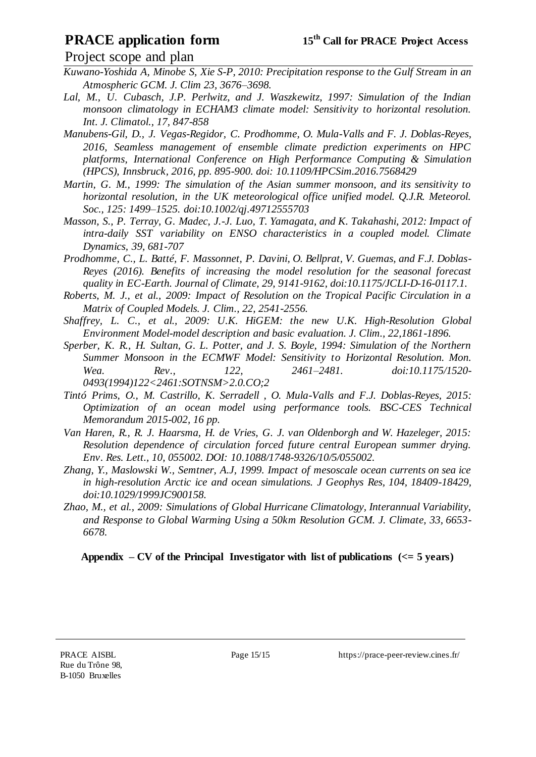*Kuwano-Yoshida A, Minobe S, Xie S-P, 2010: Precipitation response to the Gulf Stream in an Atmospheric GCM. J. Clim 23, 3676–3698.*

*Lal, M., U. Cubasch, J.P. Perlwitz, and J. Waszkewitz, 1997: Simulation of the Indian monsoon climatology in ECHAM3 climate model: Sensitivity to horizontal resolution. Int. J. Climatol., 17, 847-858*

*Manubens-Gil, D., J. Vegas-Regidor, C. Prodhomme, O. Mula-Valls and F. J. Doblas-Reyes, 2016, Seamless management of ensemble climate prediction experiments on HPC platforms, International Conference on High Performance Computing & Simulation (HPCS), Innsbruck, 2016, pp. 895-900. doi: 10.1109/HPCSim.2016.7568429*

*Martin, G. M., 1999: The simulation of the Asian summer monsoon, and its sensitivity to horizontal resolution, in the UK meteorological office unified model. Q.J.R. Meteorol. Soc., 125: 1499–1525. doi:10.1002/qj.49712555703*

*Masson, S., P. Terray, G. Madec, J.-J. Luo, T. Yamagata, and K. Takahashi, 2012: Impact of intra-daily SST variability on ENSO characteristics in a coupled model. Climate Dynamics, 39, 681-707*

*Prodhomme, C., L. Batté, F. Massonnet, P. Davini, O. Bellprat, V. Guemas, and F.J. Doblas-Reyes (2016). Benefits of increasing the model resolution for the seasonal forecast quality in EC-Earth. Journal of Climate, 29, 9141-9162, doi:10.1175/JCLI-D-16-0117.1.*

*Roberts, M. J., et al., 2009: Impact of Resolution on the Tropical Pacific Circulation in a Matrix of Coupled Models. J. Clim., 22, 2541-2556.*

*Shaffrey, L. C., et al., 2009: U.K. HiGEM: the new U.K. High-Resolution Global Environment Model-model description and basic evaluation. J. Clim., 22,1861-1896.*

*Sperber, K. R., H. Sultan, G. L. Potter, and J. S. Boyle, 1994: Simulation of the Northern Summer Monsoon in the ECMWF Model: Sensitivity to Horizontal Resolution. Mon. Wea. Rev., 122, 2461–2481. doi:10.1175/1520-0493(1994)122<2461:SOTNSM>2.0.CO;2*

*Tintó Prims, O., M. Castrillo, K. Serradell , O. Mula-Valls and F.J. Doblas-Reyes, 2015: Optimization of an ocean model using performance tools. BSC-CES Technical Memorandum 2015-002, 16 pp.*

*Van Haren, R., R. J. Haarsma, H. de Vries, G. J. van Oldenborgh and W. Hazeleger, 2015: Resolution dependence of circulation forced future central European summer drying. Env. Res. Lett., 10, 055002. DOI: 10.1088/1748-9326/10/5/055002.*

*Zhang, Y., Maslowski W., Semtner, A.J, 1999. Impact of mesoscale ocean currents on sea ice in high-resolution Arctic ice and ocean simulations. J Geophys Res, 104, 18409-18429, doi:10.1029/1999JC900158.*

*Zhao, M., et al., 2009: Simulations of Global Hurricane Climatology, Interannual Variability, and Response to Global Warming Using a 50km Resolution GCM. J. Climate, 33, 6653-6678.*

**Appendix – CV of the Principal Investigator with list of publications (<= 5 years)**